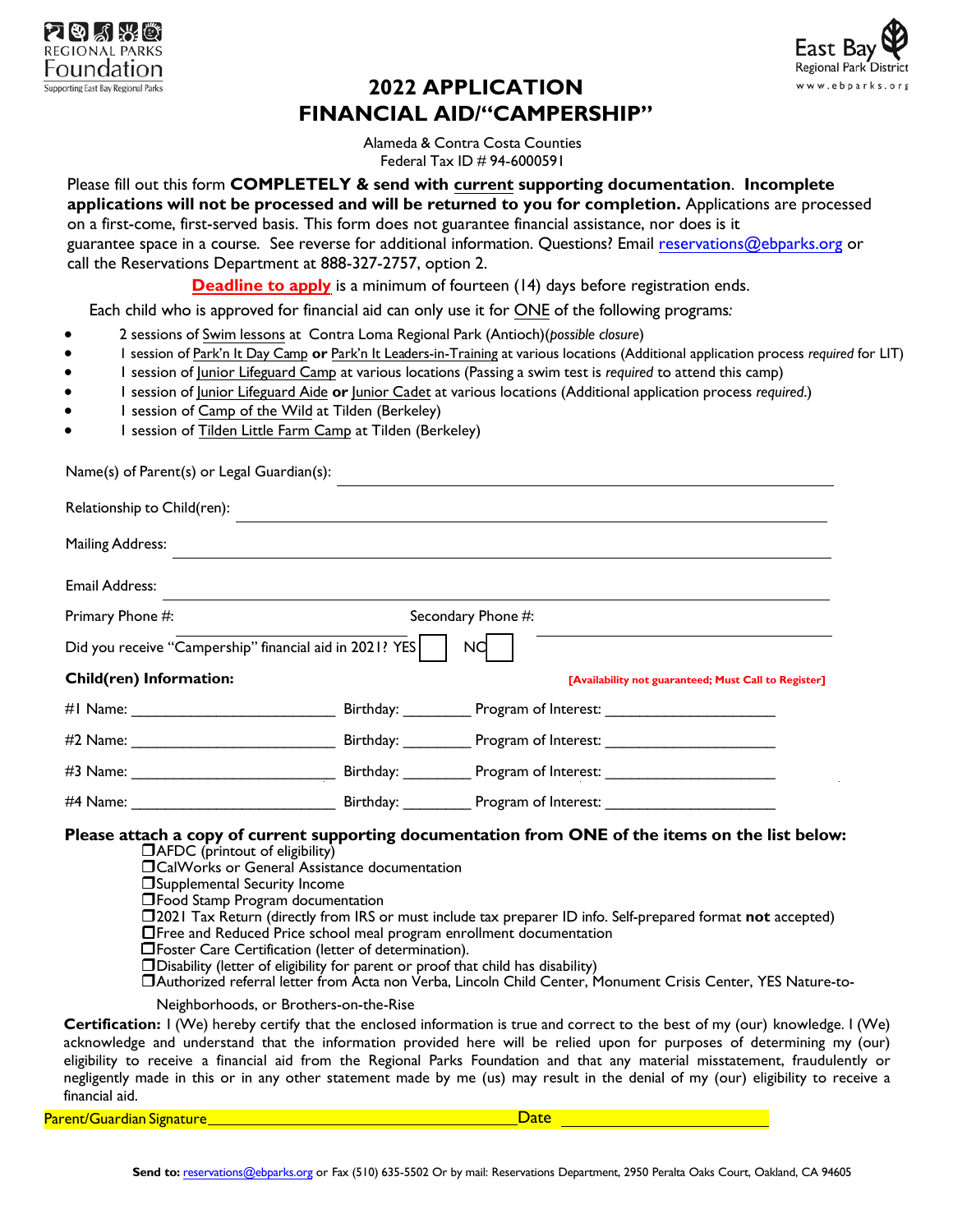REGIONAL PARKS Foundation
Supporting East Bay Regional Parks

East Bay Regional Park District
www.ebparks.org

# 2022 APPLICATION FINANCIAL AID/"CAMPERSHIP"

Alameda & Contra Costa Counties
Federal Tax ID # 94-6000591

Please fill out this form **COMPLETELY & send with current supporting documentation**. **Incomplete applications will not be processed and will be returned to you for completion.** Applications are processed on a first-come, first-served basis. This form does not guarantee financial assistance, nor does is it guarantee space in a course. See reverse for additional information. Questions? Email reservations@ebparks.org or call the Reservations Department at 888-327-2757, option 2.

**Deadline to apply** is a minimum of fourteen (14) days before registration ends.

Each child who is approved for financial aid can only use it for ONE of the following programs:

- 2 sessions of Swim lessons at Contra Loma Regional Park (Antioch)(*possible closure*)
- 1 session of Park'n It Day Camp **or** Park'n It Leaders-in-Training at various locations (Additional application process *required* for LIT)
- 1 session of Junior Lifeguard Camp at various locations (Passing a swim test is *required* to attend this camp)
- 1 session of Junior Lifeguard Aide **or** Junior Cadet at various locations (Additional application process *required*.)
- 1 session of Camp of the Wild at Tilden (Berkeley)
- 1 session of Tilden Little Farm Camp at Tilden (Berkeley)

Name(s) of Parent(s) or Legal Guardian(s): ______________________________

Relationship to Child(ren): ______________________________

Mailing Address: ______________________________

Email Address: ______________________________

Primary Phone #: ______________ Secondary Phone #: ______________

Did you receive "Campership" financial aid in 2021? YES ☐ NO ☐

**Child(ren) Information:** **[Availability not guaranteed; Must Call to Register]**

#1 Name: ______________ Birthday: ________ Program of Interest: ______________

#2 Name: ______________ Birthday: ________ Program of Interest: ______________

#3 Name: ______________ Birthday: ________ Program of Interest: ______________

#4 Name: ______________ Birthday: ________ Program of Interest: ______________

**Please attach a copy of current supporting documentation from ONE of the items on the list below:**

- ☐ AFDC (printout of eligibility)
- ☐ CalWorks or General Assistance documentation
- ☐ Supplemental Security Income
- ☐ Food Stamp Program documentation
- ☐ 2021 Tax Return (directly from IRS or must include tax preparer ID info. Self-prepared format **not** accepted)
- ☐ Free and Reduced Price school meal program enrollment documentation
- ☐ Foster Care Certification (letter of determination).
- ☐ Disability (letter of eligibility for parent or proof that child has disability)
- ☐ Authorized referral letter from Acta non Verba, Lincoln Child Center, Monument Crisis Center, YES Nature-to-Neighborhoods, or Brothers-on-the-Rise

**Certification:** I (We) hereby certify that the enclosed information is true and correct to the best of my (our) knowledge. I (We) acknowledge and understand that the information provided here will be relied upon for purposes of determining my (our) eligibility to receive a financial aid from the Regional Parks Foundation and that any material misstatement, fraudulently or negligently made in this or in any other statement made by me (us) may result in the denial of my (our) eligibility to receive a financial aid.

Parent/Guardian Signature ______________________________ Date ______________

**Send to:** reservations@ebparks.org or Fax (510) 635-5502 Or by mail: Reservations Department, 2950 Peralta Oaks Court, Oakland, CA 94605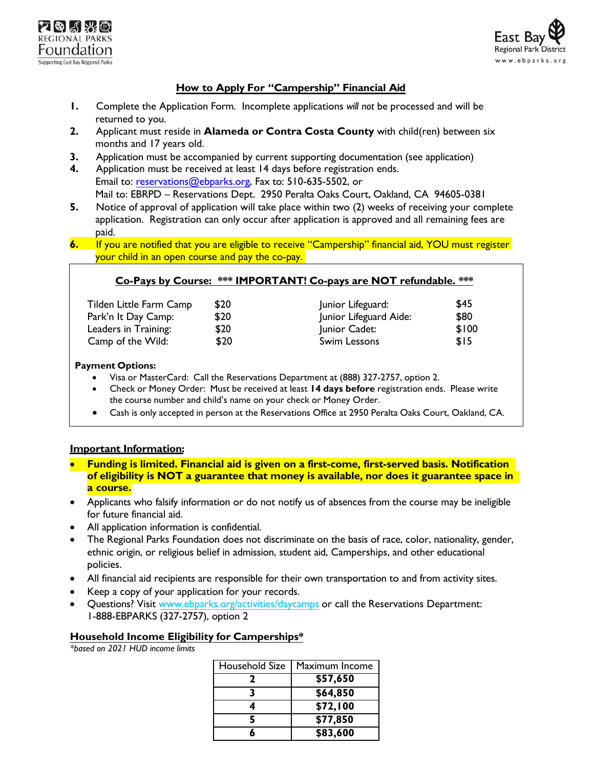REGIONAL PARKS Foundation
Supporting East Bay Regional Parks

East Bay Regional Park District
www.ebparks.org

## How to Apply For "Campership" Financial Aid

1. Complete the Application Form. Incomplete applications *will not* be processed and will be returned to you.
2. Applicant must reside in **Alameda or Contra Costa County** with child(ren) between six months and 17 years old.
3. Application must be accompanied by current supporting documentation (see application)
4. Application must be received at least 14 days before registration ends.
   Email to: reservations@ebparks.org, Fax to: 510-635-5502, or
   Mail to: EBRPD – Reservations Dept. 2950 Peralta Oaks Court, Oakland, CA 94605-0381
5. Notice of approval of application will take place within two (2) weeks of receiving your complete application. Registration can only occur after application is approved and all remaining fees are paid.
6. If you are notified that you are eligible to receive "Campership" financial aid, YOU must register your child in an open course and pay the co-pay.

### Co-Pays by Course: *** IMPORTANT! Co-pays are NOT refundable. ***

| | | | |
|---|---|---|---|
| Tilden Little Farm Camp | $20 | Junior Lifeguard: | $45 |
| Park'n It Day Camp: | $20 | Junior Lifeguard Aide: | $80 |
| Leaders in Training: | $20 | Junior Cadet: | $100 |
| Camp of the Wild: | $20 | Swim Lessons | $15 |

**Payment Options:**

- Visa or MasterCard: Call the Reservations Department at (888) 327-2757, option 2.
- Check or Money Order: Must be received at least **14 days before** registration ends. Please write the course number and child's name on your check or Money Order.
- Cash is only accepted in person at the Reservations Office at 2950 Peralta Oaks Court, Oakland, CA.

### Important Information:

- **Funding is limited. Financial aid is given on a first-come, first-served basis. Notification of eligibility is NOT a guarantee that money is available, nor does it guarantee space in a course.**
- Applicants who falsify information or do not notify us of absences from the course may be ineligible for future financial aid.
- All application information is confidential.
- The Regional Parks Foundation does not discriminate on the basis of race, color, nationality, gender, ethnic origin, or religious belief in admission, student aid, Camperships, and other educational policies.
- All financial aid recipients are responsible for their own transportation to and from activity sites.
- Keep a copy of your application for your records.
- Questions? Visit www.ebparks.org/activities/daycamps or call the Reservations Department: 1-888-EBPARKS (327-2757), option 2

### Household Income Eligibility for Camperships*

*\*based on 2021 HUD income limits*

| Household Size | Maximum Income |
|---|---|
| **2** | **$57,650** |
| **3** | **$64,850** |
| **4** | **$72,100** |
| **5** | **$77,850** |
| **6** | **$83,600** |